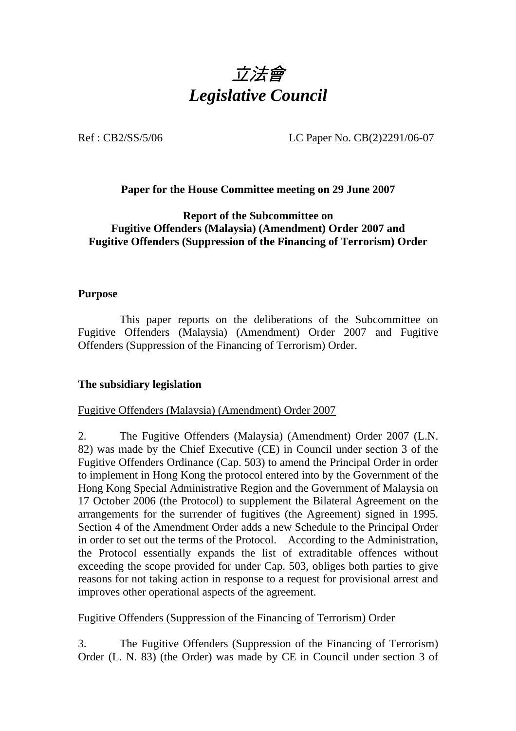# *立法會*
# *Legislative Council*

Ref : CB2/SS/5/06 LC Paper No. CB(2)2291/06-07

**Paper for the House Committee meeting on 29 June 2007**

**Report of the Subcommittee on**
**Fugitive Offenders (Malaysia) (Amendment) Order 2007 and**
**Fugitive Offenders (Suppression of the Financing of Terrorism) Order**

## Purpose

This paper reports on the deliberations of the Subcommittee on Fugitive Offenders (Malaysia) (Amendment) Order 2007 and Fugitive Offenders (Suppression of the Financing of Terrorism) Order.

## The subsidiary legislation

Fugitive Offenders (Malaysia) (Amendment) Order 2007

2. The Fugitive Offenders (Malaysia) (Amendment) Order 2007 (L.N. 82) was made by the Chief Executive (CE) in Council under section 3 of the Fugitive Offenders Ordinance (Cap. 503) to amend the Principal Order in order to implement in Hong Kong the protocol entered into by the Government of the Hong Kong Special Administrative Region and the Government of Malaysia on 17 October 2006 (the Protocol) to supplement the Bilateral Agreement on the arrangements for the surrender of fugitives (the Agreement) signed in 1995. Section 4 of the Amendment Order adds a new Schedule to the Principal Order in order to set out the terms of the Protocol. According to the Administration, the Protocol essentially expands the list of extraditable offences without exceeding the scope provided for under Cap. 503, obliges both parties to give reasons for not taking action in response to a request for provisional arrest and improves other operational aspects of the agreement.

Fugitive Offenders (Suppression of the Financing of Terrorism) Order

3. The Fugitive Offenders (Suppression of the Financing of Terrorism) Order (L. N. 83) (the Order) was made by CE in Council under section 3 of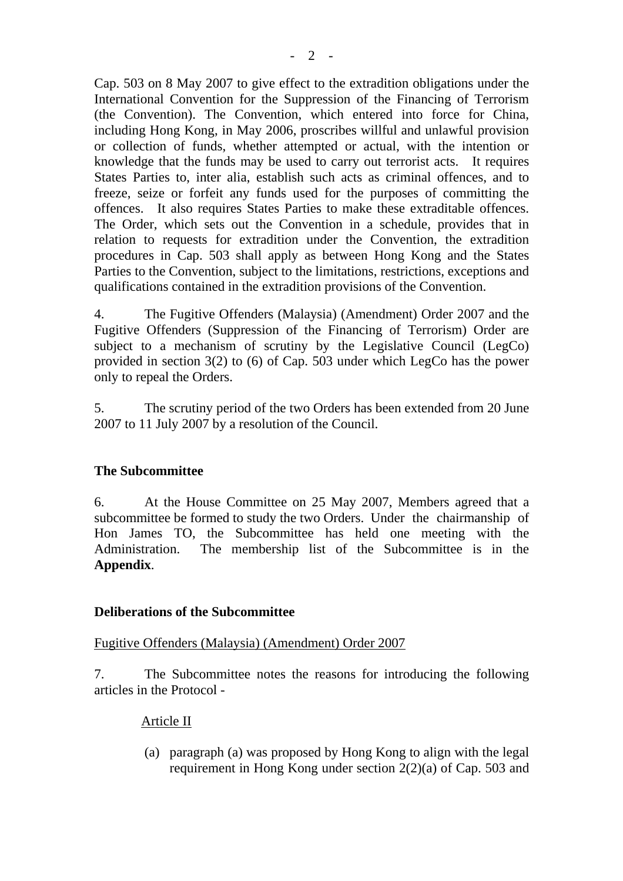Cap. 503 on 8 May 2007 to give effect to the extradition obligations under the International Convention for the Suppression of the Financing of Terrorism (the Convention). The Convention, which entered into force for China, including Hong Kong, in May 2006, proscribes willful and unlawful provision or collection of funds, whether attempted or actual, with the intention or knowledge that the funds may be used to carry out terrorist acts. It requires States Parties to, inter alia, establish such acts as criminal offences, and to freeze, seize or forfeit any funds used for the purposes of committing the offences. It also requires States Parties to make these extraditable offences. The Order, which sets out the Convention in a schedule, provides that in relation to requests for extradition under the Convention, the extradition procedures in Cap. 503 shall apply as between Hong Kong and the States Parties to the Convention, subject to the limitations, restrictions, exceptions and qualifications contained in the extradition provisions of the Convention.

4. The Fugitive Offenders (Malaysia) (Amendment) Order 2007 and the Fugitive Offenders (Suppression of the Financing of Terrorism) Order are subject to a mechanism of scrutiny by the Legislative Council (LegCo) provided in section 3(2) to (6) of Cap. 503 under which LegCo has the power only to repeal the Orders.

5. The scrutiny period of the two Orders has been extended from 20 June 2007 to 11 July 2007 by a resolution of the Council.

**The Subcommittee**

6. At the House Committee on 25 May 2007, Members agreed that a subcommittee be formed to study the two Orders. Under the chairmanship of Hon James TO, the Subcommittee has held one meeting with the Administration. The membership list of the Subcommittee is in the **Appendix**.

**Deliberations of the Subcommittee**

Fugitive Offenders (Malaysia) (Amendment) Order 2007

7. The Subcommittee notes the reasons for introducing the following articles in the Protocol -

Article II

(a) paragraph (a) was proposed by Hong Kong to align with the legal requirement in Hong Kong under section 2(2)(a) of Cap. 503 and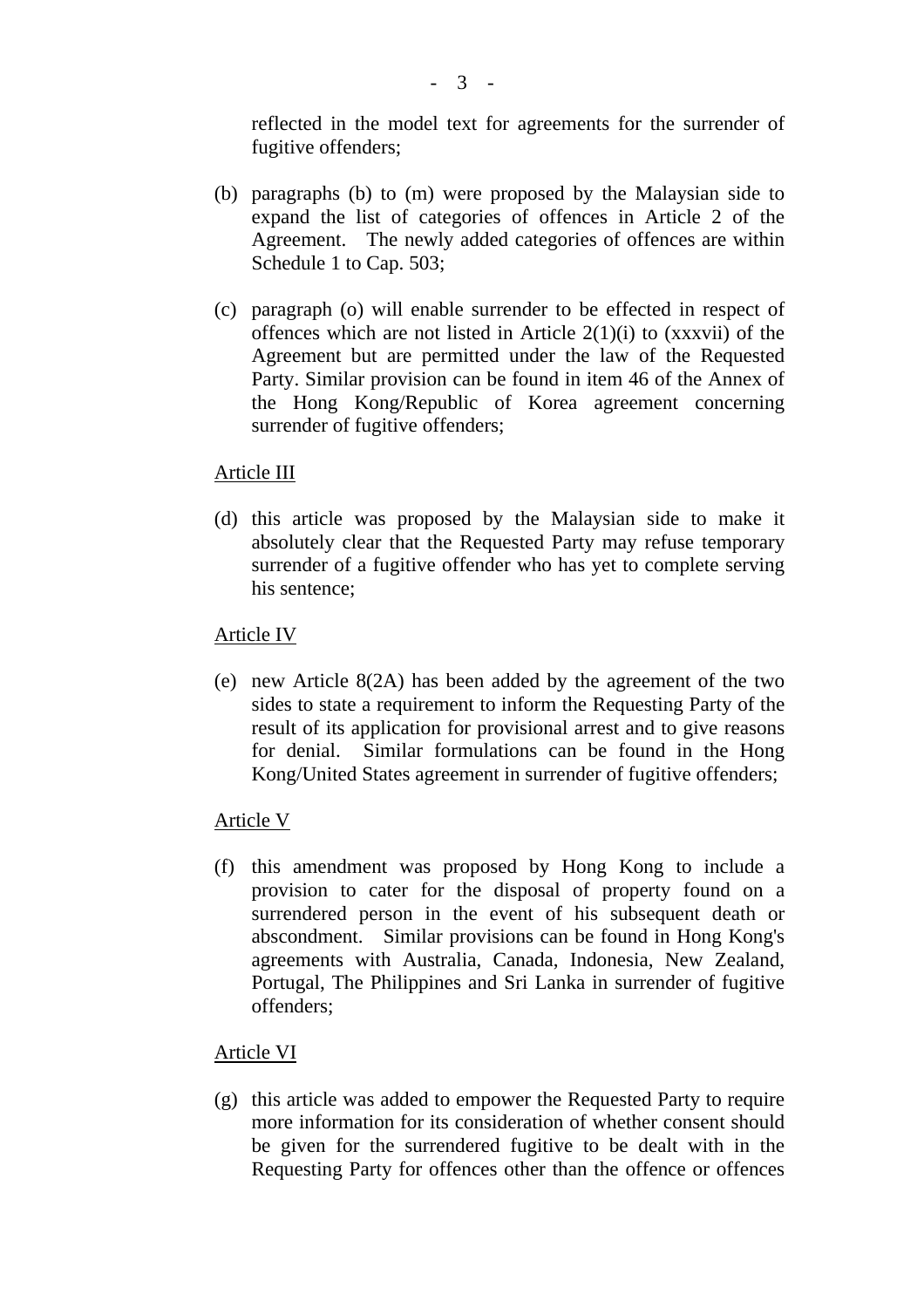reflected in the model text for agreements for the surrender of fugitive offenders;

(b) paragraphs (b) to (m) were proposed by the Malaysian side to expand the list of categories of offences in Article 2 of the Agreement. The newly added categories of offences are within Schedule 1 to Cap. 503;

(c) paragraph (o) will enable surrender to be effected in respect of offences which are not listed in Article 2(1)(i) to (xxxvii) of the Agreement but are permitted under the law of the Requested Party. Similar provision can be found in item 46 of the Annex of the Hong Kong/Republic of Korea agreement concerning surrender of fugitive offenders;

Article III

(d) this article was proposed by the Malaysian side to make it absolutely clear that the Requested Party may refuse temporary surrender of a fugitive offender who has yet to complete serving his sentence;

Article IV

(e) new Article 8(2A) has been added by the agreement of the two sides to state a requirement to inform the Requesting Party of the result of its application for provisional arrest and to give reasons for denial. Similar formulations can be found in the Hong Kong/United States agreement in surrender of fugitive offenders;

Article V

(f) this amendment was proposed by Hong Kong to include a provision to cater for the disposal of property found on a surrendered person in the event of his subsequent death or abscondment. Similar provisions can be found in Hong Kong's agreements with Australia, Canada, Indonesia, New Zealand, Portugal, The Philippines and Sri Lanka in surrender of fugitive offenders;

Article VI

(g) this article was added to empower the Requested Party to require more information for its consideration of whether consent should be given for the surrendered fugitive to be dealt with in the Requesting Party for offences other than the offence or offences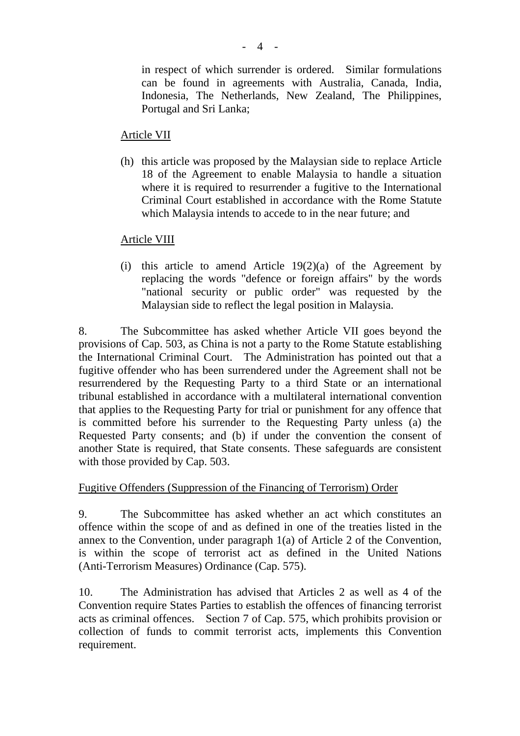in respect of which surrender is ordered. Similar formulations can be found in agreements with Australia, Canada, India, Indonesia, The Netherlands, New Zealand, The Philippines, Portugal and Sri Lanka;

<u>Article VII</u>

(h) this article was proposed by the Malaysian side to replace Article 18 of the Agreement to enable Malaysia to handle a situation where it is required to resurrender a fugitive to the International Criminal Court established in accordance with the Rome Statute which Malaysia intends to accede to in the near future; and

<u>Article VIII</u>

(i) this article to amend Article 19(2)(a) of the Agreement by replacing the words "defence or foreign affairs" by the words "national security or public order" was requested by the Malaysian side to reflect the legal position in Malaysia.

8. The Subcommittee has asked whether Article VII goes beyond the provisions of Cap. 503, as China is not a party to the Rome Statute establishing the International Criminal Court. The Administration has pointed out that a fugitive offender who has been surrendered under the Agreement shall not be resurrendered by the Requesting Party to a third State or an international tribunal established in accordance with a multilateral international convention that applies to the Requesting Party for trial or punishment for any offence that is committed before his surrender to the Requesting Party unless (a) the Requested Party consents; and (b) if under the convention the consent of another State is required, that State consents. These safeguards are consistent with those provided by Cap. 503.

<u>Fugitive Offenders (Suppression of the Financing of Terrorism) Order</u>

9. The Subcommittee has asked whether an act which constitutes an offence within the scope of and as defined in one of the treaties listed in the annex to the Convention, under paragraph 1(a) of Article 2 of the Convention, is within the scope of terrorist act as defined in the United Nations (Anti-Terrorism Measures) Ordinance (Cap. 575).

10. The Administration has advised that Articles 2 as well as 4 of the Convention require States Parties to establish the offences of financing terrorist acts as criminal offences. Section 7 of Cap. 575, which prohibits provision or collection of funds to commit terrorist acts, implements this Convention requirement.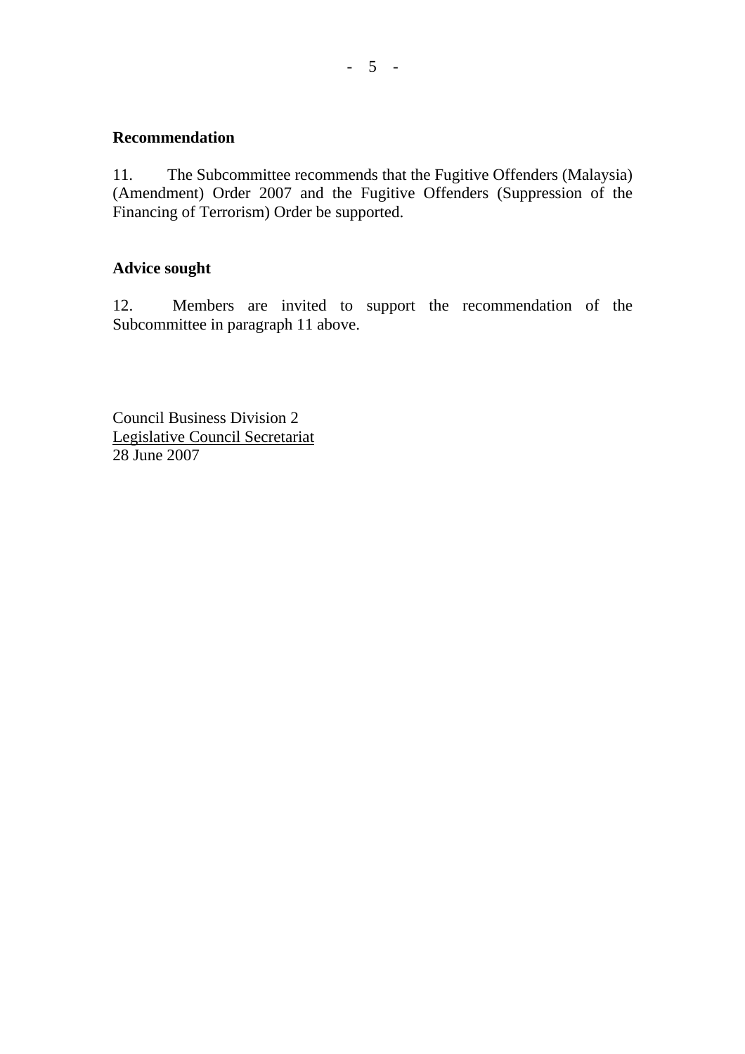**Recommendation**

11. The Subcommittee recommends that the Fugitive Offenders (Malaysia) (Amendment) Order 2007 and the Fugitive Offenders (Suppression of the Financing of Terrorism) Order be supported.

**Advice sought**

12. Members are invited to support the recommendation of the Subcommittee in paragraph 11 above.

Council Business Division 2
Legislative Council Secretariat
28 June 2007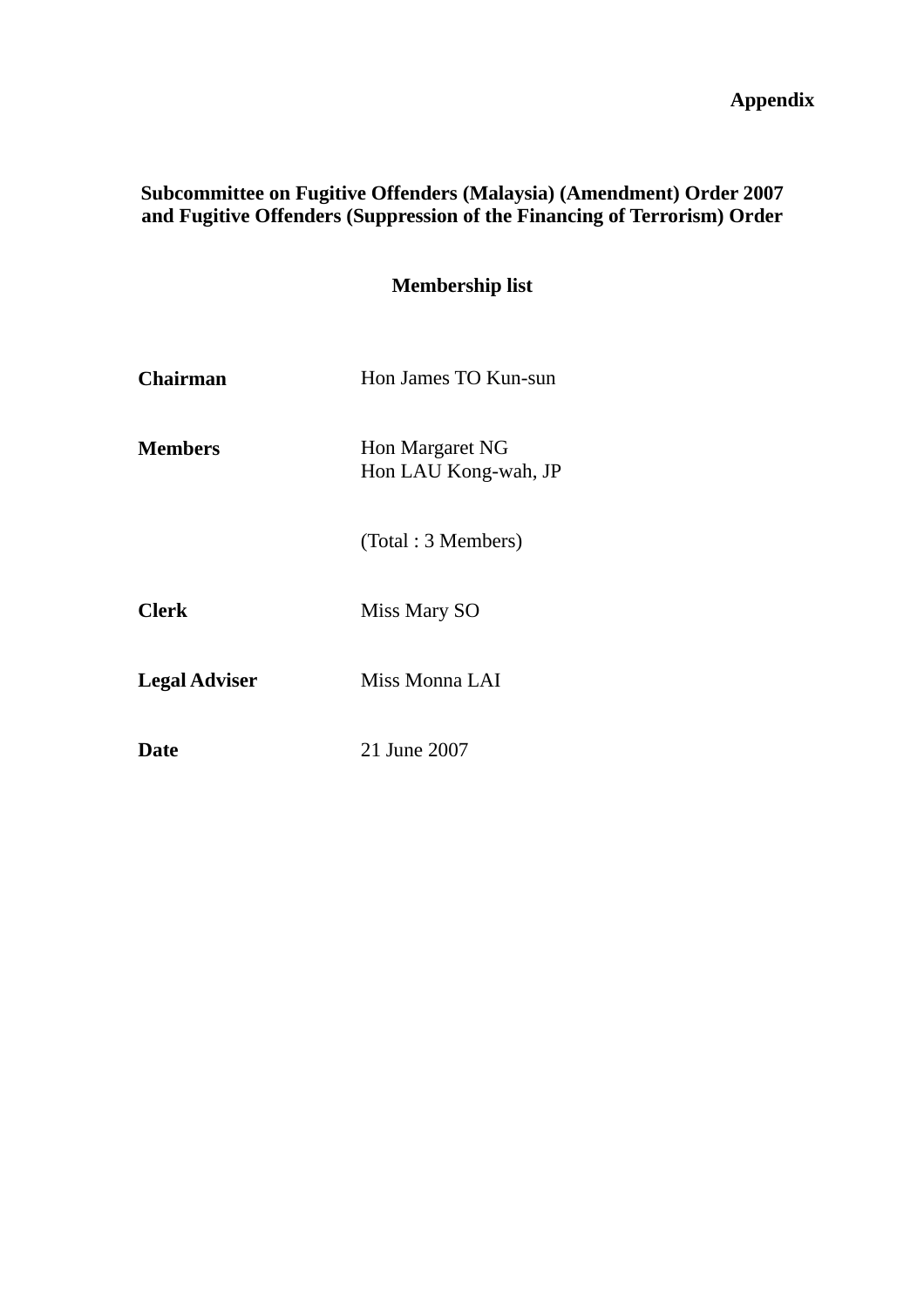**Appendix**

**Subcommittee on Fugitive Offenders (Malaysia) (Amendment) Order 2007 and Fugitive Offenders (Suppression of the Financing of Terrorism) Order**

**Membership list**

| | |
|---|---|
| **Chairman** | Hon James TO Kun-sun |
| **Members** | Hon Margaret NG<br>Hon LAU Kong-wah, JP |
| | (Total : 3 Members) |
| **Clerk** | Miss Mary SO |
| **Legal Adviser** | Miss Monna LAI |
| **Date** | 21 June 2007 |